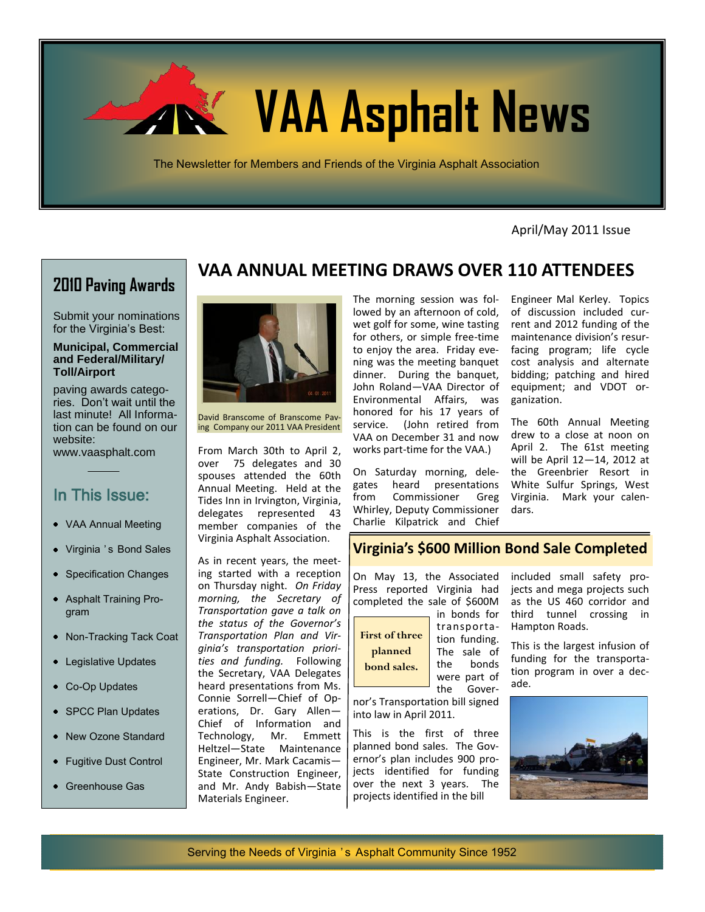# VAA Asphalt News

The Newsletter for Members and Friends of the Virginia Asphalt Association

April/May 2011 Issue

## 2010 Paving Awards

Submit your nominations for the Virginia's Best:

**Municipal, Commercial and Federal/Military/ Toll/Airport**

paving awards categories. Don't wait until the last minute! All Information can be found on our website: www.vaasphalt.com

## In This Issue:

- VAA Annual Meeting
- Virginia's Bond Sales
- Specification Changes
- Asphalt Training Program
- Non-Tracking Tack Coat
- Legislative Updates
- Co-Op Updates
- SPCC Plan Updates
- New Ozone Standard
- Fugitive Dust Control
- Greenhouse Gas

## VAA ANNUAL MEETING DRAWS OVER 110 ATTENDEES

David Branscome of Branscome Paving Company our 2011 VAA President

From March 30th to April 2, over 75 delegates and 30 spouses attended the 60th Annual Meeting. Held at the Tides Inn in Irvington, Virginia, delegates represented 43 member companies of the Virginia Asphalt Association.

As in recent years, the meeting started with a reception on Thursday night. *On Friday morning, the Secretary of Transportation gave a talk on the status of the Governor's Transportation Plan and Virginia's transportation priorities and funding.* Following the Secretary, VAA Delegates heard presentations from Ms. Connie Sorrell—Chief of Operations, Dr. Gary Allen—Chief of Information and Technology, Mr. Emmett Heltzel—State Maintenance Engineer, Mr. Mark Cacamis—State Construction Engineer, and Mr. Andy Babish—State Materials Engineer.

The morning session was followed by an afternoon of cold, wet golf for some, wine tasting for others, or simple free-time to enjoy the area. Friday evening was the meeting banquet dinner. During the banquet, John Roland—VAA Director of Environmental Affairs, was honored for his 17 years of service. (John retired from VAA on December 31 and now works part-time for the VAA.)

On Saturday morning, delegates heard presentations from Commissioner Greg Whirley, Deputy Commissioner Charlie Kilpatrick and Chief Engineer Mal Kerley. Topics of discussion included current and 2012 funding of the maintenance division's resurfacing program; life cycle cost analysis and alternate bidding; patching and hired equipment; and VDOT organization.

The 60th Annual Meeting drew to a close at noon on April 2. The 61st meeting will be April 12—14, 2012 at the Greenbrier Resort in White Sulfur Springs, West Virginia. Mark your calendars.

## Virginia's $600 Million Bond Sale Completed

**First of three planned bond sales.**

On May 13, the Associated Press reported Virginia had completed the sale of $600M in bonds for transportation funding. The sale of the bonds were part of the Governor's Transportation bill signed into law in April 2011.

This is the first of three planned bond sales. The Governor's plan includes 900 projects identified for funding over the next 3 years. The projects identified in the bill included small safety projects and mega projects such as the US 460 corridor and third tunnel crossing in Hampton Roads.

This is the largest infusion of funding for the transportation program in over a decade.

Serving the Needs of Virginia's Asphalt Community Since 1952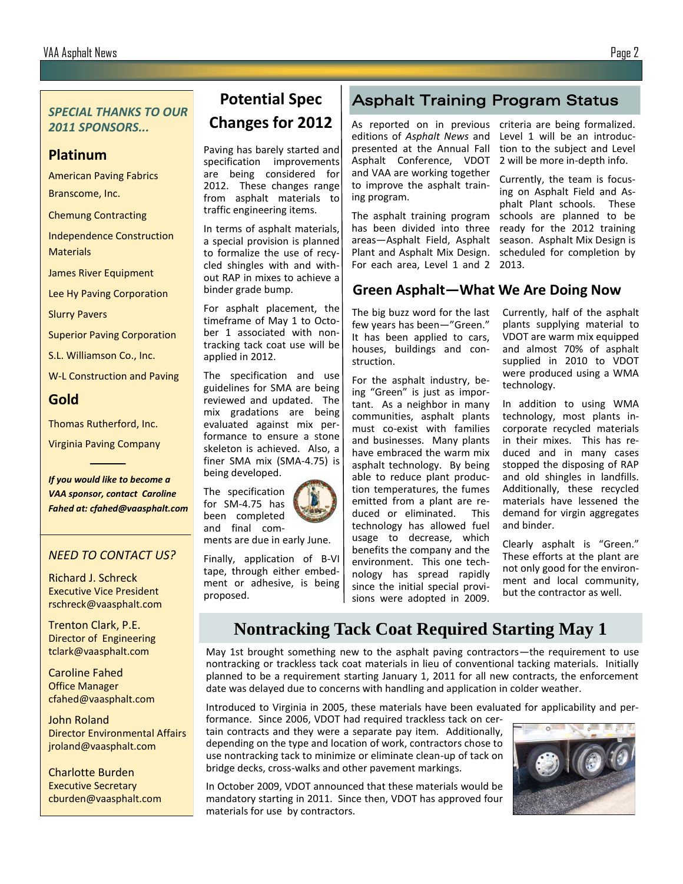*SPECIAL THANKS TO OUR 2011 SPONSORS...*

## Platinum

American Paving Fabrics

Branscome, Inc.

Chemung Contracting

Independence Construction Materials

James River Equipment

Lee Hy Paving Corporation

Slurry Pavers

Superior Paving Corporation

S.L. Williamson Co., Inc.

W-L Construction and Paving

## Gold

Thomas Rutherford, Inc.

Virginia Paving Company

***If you would like to become a VAA sponsor, contact Caroline Fahed at: cfahed@vaasphalt.com***

*NEED TO CONTACT US?*

Richard J. Schreck
Executive Vice President
rschreck@vaasphalt.com

Trenton Clark, P.E.
Director of Engineering
tclark@vaasphalt.com

Caroline Fahed
Office Manager
cfahed@vaasphalt.com

John Roland
Director Environmental Affairs
jroland@vaasphalt.com

Charlotte Burden
Executive Secretary
cburden@vaasphalt.com

# Potential Spec Changes for 2012

Paving has barely started and specification improvements are being considered for 2012. These changes range from asphalt materials to traffic engineering items.

In terms of asphalt materials, a special provision is planned to formalize the use of recycled shingles with and without RAP in mixes to achieve a binder grade bump.

For asphalt placement, the timeframe of May 1 to October 1 associated with non-tracking tack coat use will be applied in 2012.

The specification and use guidelines for SMA are being reviewed and updated. The mix gradations are being evaluated against mix performance to ensure a stone skeleton is achieved. Also, a finer SMA mix (SMA-4.75) is being developed.

The specification for SM-4.75 has been completed and final comments are due in early June.

Finally, application of B-VI tape, through either embedment or adhesive, is being proposed.

# Asphalt Training Program Status

As reported on in previous editions of *Asphalt News* and presented at the Annual Fall Asphalt Conference, VDOT and VAA are working together to improve the asphalt training program.

The asphalt training program has been divided into three areas—Asphalt Field, Asphalt Plant and Asphalt Mix Design. For each area, Level 1 and 2 criteria are being formalized. Level 1 will be an introduction to the subject and Level 2 will be more in-depth info.

Currently, the team is focusing on Asphalt Field and Asphalt Plant schools. These schools are planned to be ready for the 2012 training season. Asphalt Mix Design is scheduled for completion by 2013.

# Green Asphalt—What We Are Doing Now

The big buzz word for the last few years has been—"Green." It has been applied to cars, houses, buildings and construction.

For the asphalt industry, being "Green" is just as important. As a neighbor in many communities, asphalt plants must co-exist with families and businesses. Many plants have embraced the warm mix asphalt technology. By being able to reduce plant production temperatures, the fumes emitted from a plant are reduced or eliminated. This technology has allowed fuel usage to decrease, which benefits the company and the environment. This one technology has spread rapidly since the initial special provisions were adopted in 2009.

Currently, half of the asphalt plants supplying material to VDOT are warm mix equipped and almost 70% of asphalt supplied in 2010 to VDOT were produced using a WMA technology.

In addition to using WMA technology, most plants incorporate recycled materials in their mixes. This has reduced and in many cases stopped the disposing of RAP and old shingles in landfills. Additionally, these recycled materials have lessened the demand for virgin aggregates and binder.

Clearly asphalt is "Green." These efforts at the plant are not only good for the environment and local community, but the contractor as well.

# Nontracking Tack Coat Required Starting May 1

May 1st brought something new to the asphalt paving contractors—the requirement to use nontracking or trackless tack coat materials in lieu of conventional tacking materials. Initially planned to be a requirement starting January 1, 2011 for all new contracts, the enforcement date was delayed due to concerns with handling and application in colder weather.

Introduced to Virginia in 2005, these materials have been evaluated for applicability and performance. Since 2006, VDOT had required trackless tack on certain contracts and they were a separate pay item. Additionally, depending on the type and location of work, contractors chose to use nontracking tack to minimize or eliminate clean-up of tack on bridge decks, cross-walks and other pavement markings.

In October 2009, VDOT announced that these materials would be mandatory starting in 2011. Since then, VDOT has approved four materials for use by contractors.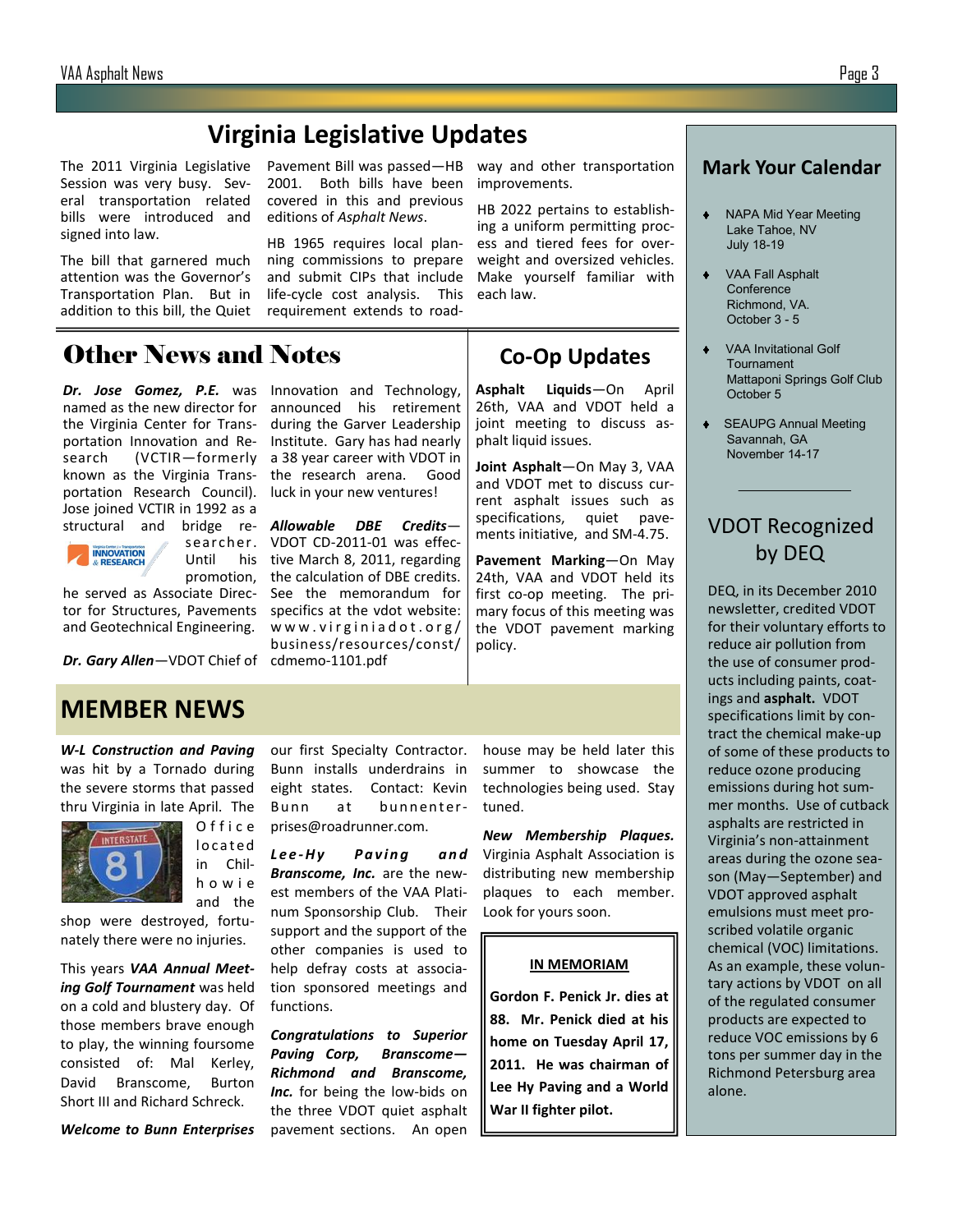# Virginia Legislative Updates

The 2011 Virginia Legislative Session was very busy. Several transportation related bills were introduced and signed into law.

The bill that garnered much attention was the Governor's Transportation Plan. But in addition to this bill, the Quiet Pavement Bill was passed—HB 2001. Both bills have been covered in this and previous editions of *Asphalt News*.

HB 1965 requires local planning commissions to prepare and submit CIPs that include life-cycle cost analysis. This requirement extends to roadway and other transportation improvements.

HB 2022 pertains to establishing a uniform permitting process and tiered fees for overweight and oversized vehicles. Make yourself familiar with each law.

## Mark Your Calendar

- NAPA Mid Year Meeting
  Lake Tahoe, NV
  July 18-19
- VAA Fall Asphalt Conference
  Richmond, VA.
  October 3 - 5
- VAA Invitational Golf Tournament
  Mattaponi Springs Golf Club
  October 5
- SEAUPG Annual Meeting
  Savannah, GA
  November 14-17

# Other News and Notes

***Dr. Jose Gomez, P.E.*** was named as the new director for the Virginia Center for Transportation Innovation and Research (VCTIR—formerly known as the Virginia Transportation Research Council). Jose joined VCTIR in 1992 as a structural and bridge researcher. Until his promotion, he served as Associate Director for Structures, Pavements and Geotechnical Engineering.

***Dr. Gary Allen***—VDOT Chief of Innovation and Technology, announced his retirement during the Garver Leadership Institute. Gary has had nearly a 38 year career with VDOT in the research arena. Good luck in your new ventures!

***Allowable DBE Credits***—VDOT CD-2011-01 was effective March 8, 2011, regarding the calculation of DBE credits. See the memorandum for specifics at the vdot website: www.virginiadot.org/business/resources/const/cdmemo-1101.pdf

## Co-Op Updates

**Asphalt Liquids**—On April 26th, VAA and VDOT held a joint meeting to discuss asphalt liquid issues.

**Joint Asphalt**—On May 3, VAA and VDOT met to discuss current asphalt issues such as specifications, quiet pavements initiative, and SM-4.75.

**Pavement Marking**—On May 24th, VAA and VDOT held its first co-op meeting. The primary focus of this meeting was the VDOT pavement marking policy.

# MEMBER NEWS

***W-L Construction and Paving*** was hit by a Tornado during the severe storms that passed thru Virginia in late April. The Office located in Chilhowie and the shop were destroyed, fortunately there were no injuries.

This years ***VAA Annual Meeting Golf Tournament*** was held on a cold and blustery day. Of those members brave enough to play, the winning foursome consisted of: Mal Kerley, David Branscome, Burton Short III and Richard Schreck.

***Welcome to Bunn Enterprises*** our first Specialty Contractor. Bunn installs underdrains in eight states. Contact: Kevin Bunn at bunnenterprises@roadrunner.com.

***Lee-Hy Paving and Branscome, Inc.*** are the newest members of the VAA Platinum Sponsorship Club. Their support and the support of the other companies is used to help defray costs at association sponsored meetings and functions.

***Congratulations to Superior Paving Corp, Branscome—Richmond and Branscome, Inc.*** for being the low-bids on the three VDOT quiet asphalt pavement sections. An open house may be held later this summer to showcase the technologies being used. Stay tuned.

***New Membership Plaques.*** Virginia Asphalt Association is distributing new membership plaques to each member. Look for yours soon.

**IN MEMORIAM**

**Gordon F. Penick Jr. dies at 88. Mr. Penick died at his home on Tuesday April 17, 2011. He was chairman of Lee Hy Paving and a World War II fighter pilot.**

## VDOT Recognized by DEQ

DEQ, in its December 2010 newsletter, credited VDOT for their voluntary efforts to reduce air pollution from the use of consumer products including paints, coatings and **asphalt.** VDOT specifications limit by contract the chemical make-up of some of these products to reduce ozone producing emissions during hot summer months. Use of cutback asphalts are restricted in Virginia's non-attainment areas during the ozone season (May—September) and VDOT approved asphalt emulsions must meet proscribed volatile organic chemical (VOC) limitations. As an example, these voluntary actions by VDOT on all of the regulated consumer products are expected to reduce VOC emissions by 6 tons per summer day in the Richmond Petersburg area alone.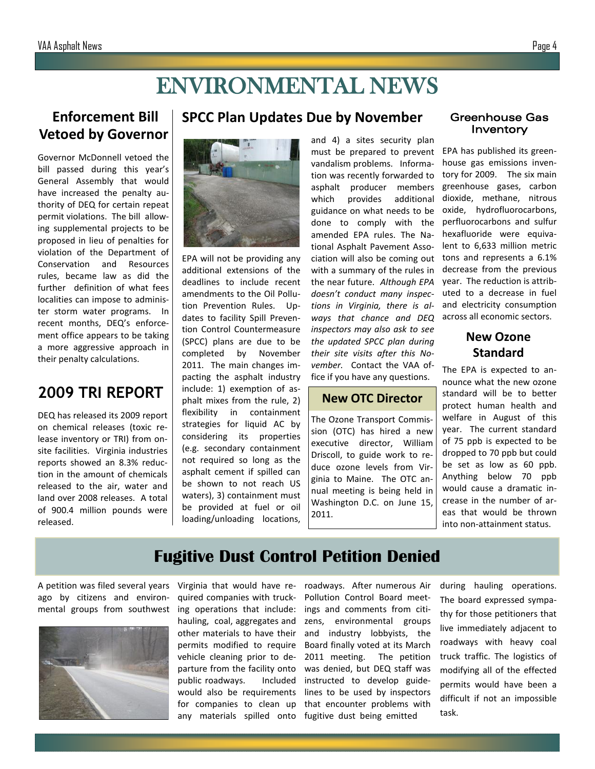# ENVIRONMENTAL NEWS

## Enforcement Bill Vetoed by Governor

Governor McDonnell vetoed the bill passed during this year's General Assembly that would have increased the penalty authority of DEQ for certain repeat permit violations. The bill allowing supplemental projects to be proposed in lieu of penalties for violation of the Department of Conservation and Resources rules, became law as did the further definition of what fees localities can impose to administer storm water programs. In recent months, DEQ's enforcement office appears to be taking a more aggressive approach in their penalty calculations.

## 2009 TRI REPORT

DEQ has released its 2009 report on chemical releases (toxic release inventory or TRI) from onsite facilities. Virginia industries reports showed an 8.3% reduction in the amount of chemicals released to the air, water and land over 2008 releases. A total of 900.4 million pounds were released.

## SPCC Plan Updates Due by November

EPA will not be providing any additional extensions of the deadlines to include recent amendments to the Oil Pollution Prevention Rules. Updates to facility Spill Prevention Control Countermeasure (SPCC) plans are due to be completed by November 2011. The main changes impacting the asphalt industry include: 1) exemption of asphalt mixes from the rule, 2) flexibility in containment strategies for liquid AC by considering its properties (e.g. secondary containment not required so long as the asphalt cement if spilled can be shown to not reach US waters), 3) containment must be provided at fuel or oil loading/unloading locations, and 4) a sites security plan must be prepared to prevent vandalism problems. Information was recently forwarded to asphalt producer members which provides additional guidance on what needs to be done to comply with the amended EPA rules. The National Asphalt Pavement Association will also be coming out with a summary of the rules in the near future. *Although EPA doesn't conduct many inspections in Virginia, there is always that chance and DEQ inspectors may also ask to see the updated SPCC plan during their site visits after this November.* Contact the VAA office if you have any questions.

## New OTC Director

The Ozone Transport Commission (OTC) has hired a new executive director, William Driscoll, to guide work to reduce ozone levels from Virginia to Maine. The OTC annual meeting is being held in Washington D.C. on June 15, 2011.

## Greenhouse Gas Inventory

EPA has published its greenhouse gas emissions inventory for 2009. The six main greenhouse gases, carbon dioxide, methane, nitrous oxide, hydrofluorocarbons, perfluorocarbons and sulfur hexafluoride were equivalent to 6,633 million metric tons and represents a 6.1% decrease from the previous year. The reduction is attributed to a decrease in fuel and electricity consumption across all economic sectors.

## New Ozone Standard

The EPA is expected to announce what the new ozone standard will be to better protect human health and welfare in August of this year. The current standard of 75 ppb is expected to be dropped to 70 ppb but could be set as low as 60 ppb. Anything below 70 ppb would cause a dramatic increase in the number of areas that would be thrown into non-attainment status.

## Fugitive Dust Control Petition Denied

A petition was filed several years ago by citizens and environmental groups from southwest Virginia that would have required companies with trucking operations that include: hauling, coal, aggregates and other materials to have their permits modified to require vehicle cleaning prior to departure from the facility onto public roadways. Included would also be requirements for companies to clean up any materials spilled onto roadways. After numerous Air Pollution Control Board meetings and comments from citizens, environmental groups and industry lobbyists, the Board finally voted at its March 2011 meeting. The petition was denied, but DEQ staff was instructed to develop guidelines to be used by inspectors that encounter problems with fugitive dust being emitted during hauling operations. The board expressed sympathy for those petitioners that live immediately adjacent to roadways with heavy coal truck traffic. The logistics of modifying all of the effected permits would have been a difficult if not an impossible task.